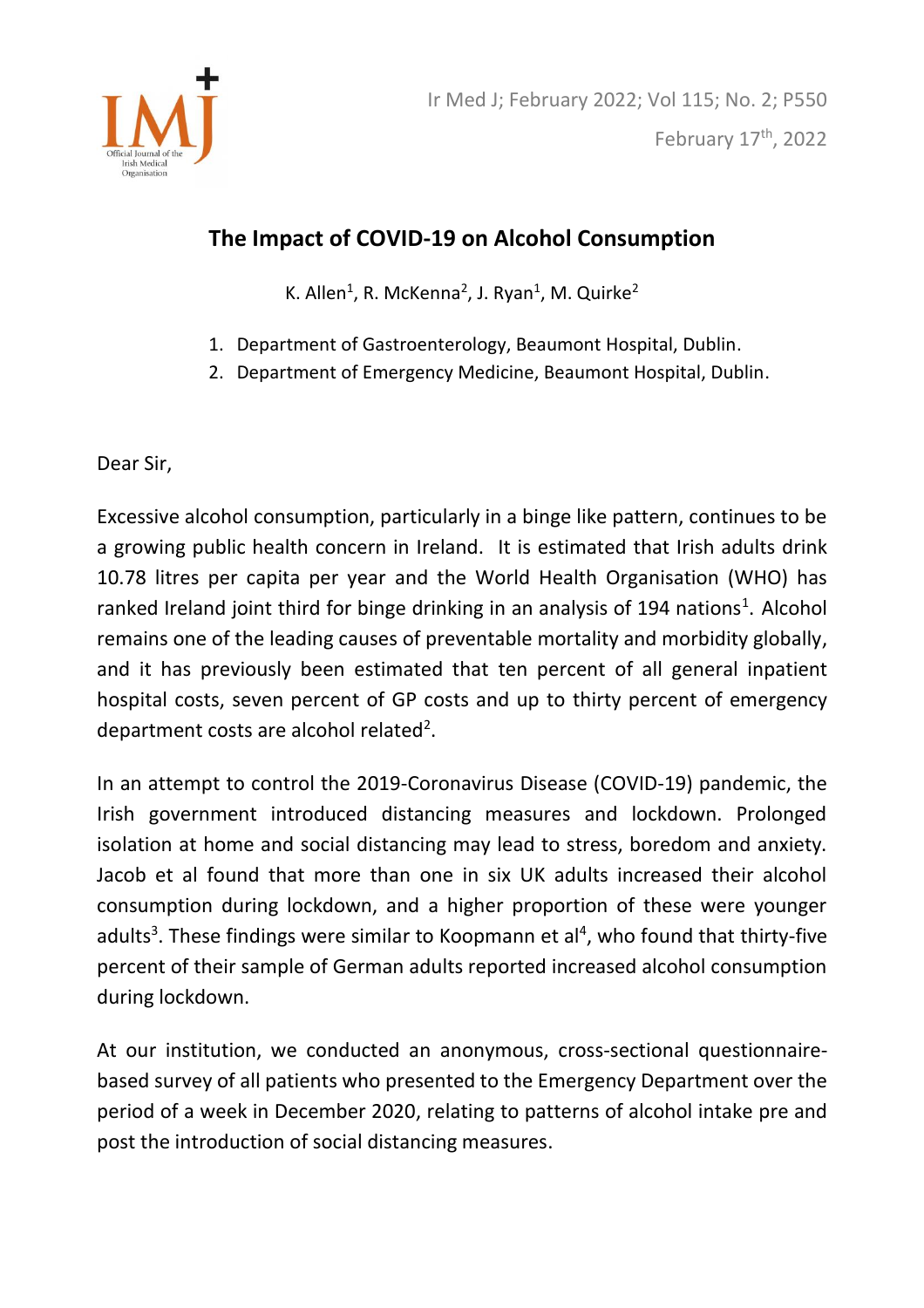# The Impact of COVID-19 on Alcohol Consumption

K. Allen[1], R. McKenna[2], J. Ryan[1], M. Quirke[2]

1. Department of Gastroenterology, Beaumont Hospital, Dublin.
2. Department of Emergency Medicine, Beaumont Hospital, Dublin.

Dear Sir,

Excessive alcohol consumption, particularly in a binge like pattern, continues to be a growing public health concern in Ireland. It is estimated that Irish adults drink 10.78 litres per capita per year and the World Health Organisation (WHO) has ranked Ireland joint third for binge drinking in an analysis of 194 nations[1]. Alcohol remains one of the leading causes of preventable mortality and morbidity globally, and it has previously been estimated that ten percent of all general inpatient hospital costs, seven percent of GP costs and up to thirty percent of emergency department costs are alcohol related[2].

In an attempt to control the 2019-Coronavirus Disease (COVID-19) pandemic, the Irish government introduced distancing measures and lockdown. Prolonged isolation at home and social distancing may lead to stress, boredom and anxiety. Jacob et al found that more than one in six UK adults increased their alcohol consumption during lockdown, and a higher proportion of these were younger adults[3]. These findings were similar to Koopmann et al[4], who found that thirty-five percent of their sample of German adults reported increased alcohol consumption during lockdown.

At our institution, we conducted an anonymous, cross-sectional questionnaire-based survey of all patients who presented to the Emergency Department over the period of a week in December 2020, relating to patterns of alcohol intake pre and post the introduction of social distancing measures.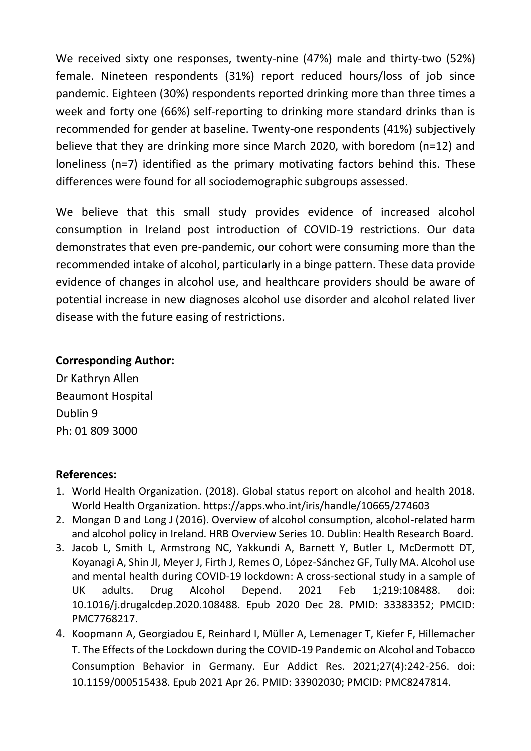We received sixty one responses, twenty-nine (47%) male and thirty-two (52%) female. Nineteen respondents (31%) report reduced hours/loss of job since pandemic. Eighteen (30%) respondents reported drinking more than three times a week and forty one (66%) self-reporting to drinking more standard drinks than is recommended for gender at baseline. Twenty-one respondents (41%) subjectively believe that they are drinking more since March 2020, with boredom (n=12) and loneliness (n=7) identified as the primary motivating factors behind this. These differences were found for all sociodemographic subgroups assessed.

We believe that this small study provides evidence of increased alcohol consumption in Ireland post introduction of COVID-19 restrictions. Our data demonstrates that even pre-pandemic, our cohort were consuming more than the recommended intake of alcohol, particularly in a binge pattern. These data provide evidence of changes in alcohol use, and healthcare providers should be aware of potential increase in new diagnoses alcohol use disorder and alcohol related liver disease with the future easing of restrictions.

**Corresponding Author:**
Dr Kathryn Allen
Beaumont Hospital
Dublin 9
Ph: 01 809 3000

**References:**

1. World Health Organization. (2018). Global status report on alcohol and health 2018. World Health Organization. https://apps.who.int/iris/handle/10665/274603
2. Mongan D and Long J (2016). Overview of alcohol consumption, alcohol-related harm and alcohol policy in Ireland. HRB Overview Series 10. Dublin: Health Research Board.
3. Jacob L, Smith L, Armstrong NC, Yakkundi A, Barnett Y, Butler L, McDermott DT, Koyanagi A, Shin JI, Meyer J, Firth J, Remes O, López-Sánchez GF, Tully MA. Alcohol use and mental health during COVID-19 lockdown: A cross-sectional study in a sample of UK adults. Drug Alcohol Depend. 2021 Feb 1;219:108488. doi: 10.1016/j.drugalcdep.2020.108488. Epub 2020 Dec 28. PMID: 33383352; PMCID: PMC7768217.
4. Koopmann A, Georgiadou E, Reinhard I, Müller A, Lemenager T, Kiefer F, Hillemacher T. The Effects of the Lockdown during the COVID-19 Pandemic on Alcohol and Tobacco Consumption Behavior in Germany. Eur Addict Res. 2021;27(4):242-256. doi: 10.1159/000515438. Epub 2021 Apr 26. PMID: 33902030; PMCID: PMC8247814.